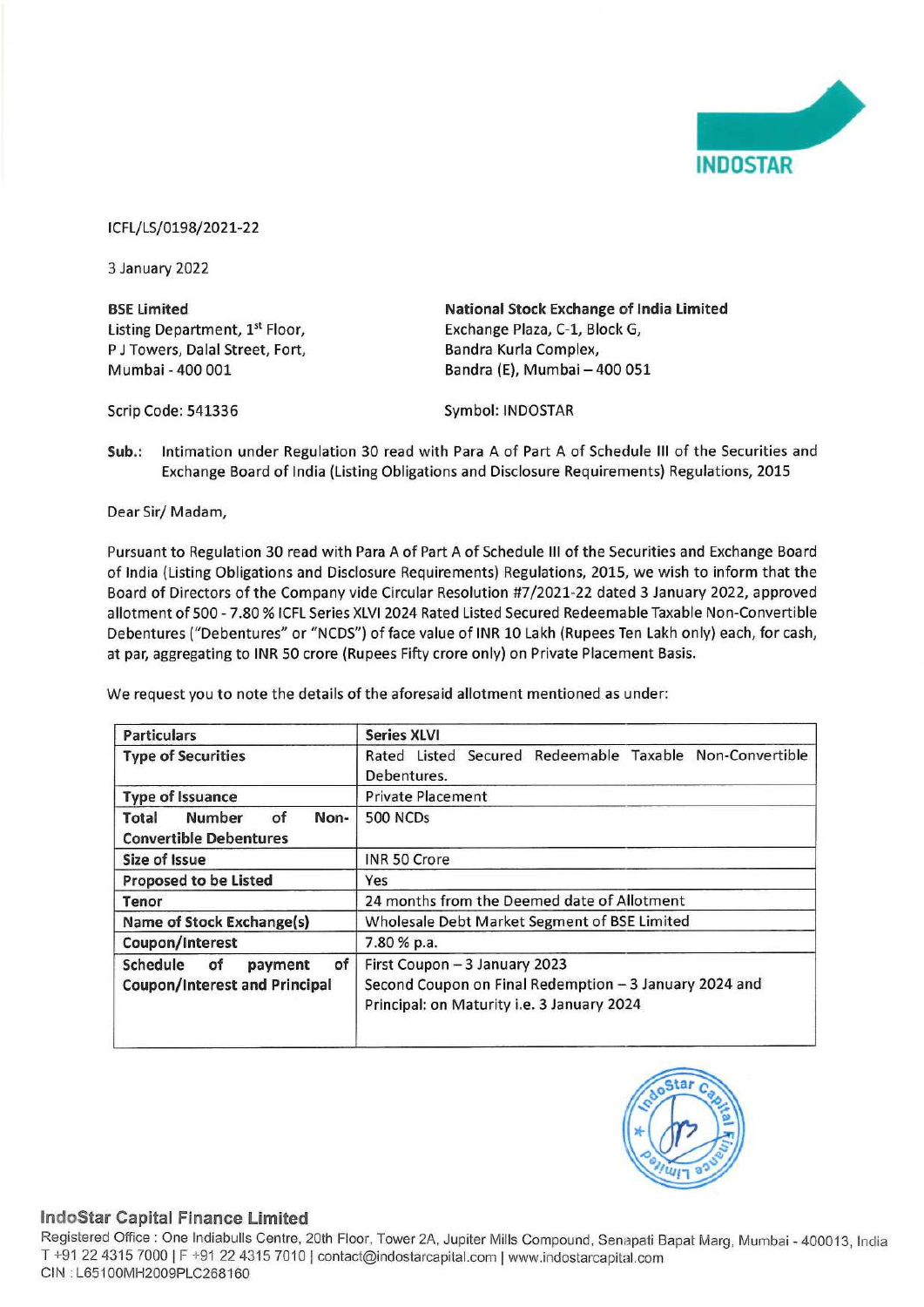ICFL/LS/0198/2021-22

3 January 2022

**BSE Limited**
Listing Department, 1st Floor,
P J Towers, Dalal Street, Fort,
Mumbai - 400 001

Scrip Code: 541336

**National Stock Exchange of India Limited**
Exchange Plaza, C-1, Block G,
Bandra Kurla Complex,
Bandra (E), Mumbai – 400 051

Symbol: INDOSTAR

**Sub.:** Intimation under Regulation 30 read with Para A of Part A of Schedule III of the Securities and Exchange Board of India (Listing Obligations and Disclosure Requirements) Regulations, 2015

Dear Sir/ Madam,

Pursuant to Regulation 30 read with Para A of Part A of Schedule III of the Securities and Exchange Board of India (Listing Obligations and Disclosure Requirements) Regulations, 2015, we wish to inform that the Board of Directors of the Company vide Circular Resolution #7/2021-22 dated 3 January 2022, approved allotment of 500 - 7.80 % ICFL Series XLVI 2024 Rated Listed Secured Redeemable Taxable Non-Convertible Debentures ("Debentures" or "NCDS") of face value of INR 10 Lakh (Rupees Ten Lakh only) each, for cash, at par, aggregating to INR 50 crore (Rupees Fifty crore only) on Private Placement Basis.

We request you to note the details of the aforesaid allotment mentioned as under:

| **Particulars** | **Series XLVI** |
|---|---|
| **Type of Securities** | Rated Listed Secured Redeemable Taxable Non-Convertible Debentures. |
| **Type of Issuance** | Private Placement |
| **Total Number of Non-Convertible Debentures** | 500 NCDs |
| **Size of Issue** | INR 50 Crore |
| **Proposed to be Listed** | Yes |
| **Tenor** | 24 months from the Deemed date of Allotment |
| **Name of Stock Exchange(s)** | Wholesale Debt Market Segment of BSE Limited |
| **Coupon/Interest** | 7.80 % p.a. |
| **Schedule of payment of Coupon/Interest and Principal** | First Coupon – 3 January 2023<br>Second Coupon on Final Redemption – 3 January 2024 and<br>Principal: on Maturity i.e. 3 January 2024 |

**IndoStar Capital Finance Limited**
Registered Office : One Indiabulls Centre, 20th Floor, Tower 2A, Jupiter Mills Compound, Senapati Bapat Marg, Mumbai - 400013, India
T +91 22 4315 7000 | F +91 22 4315 7010 | contact@indostarcapital.com | www.indostarcapital.com
CIN : L65100MH2009PLC268160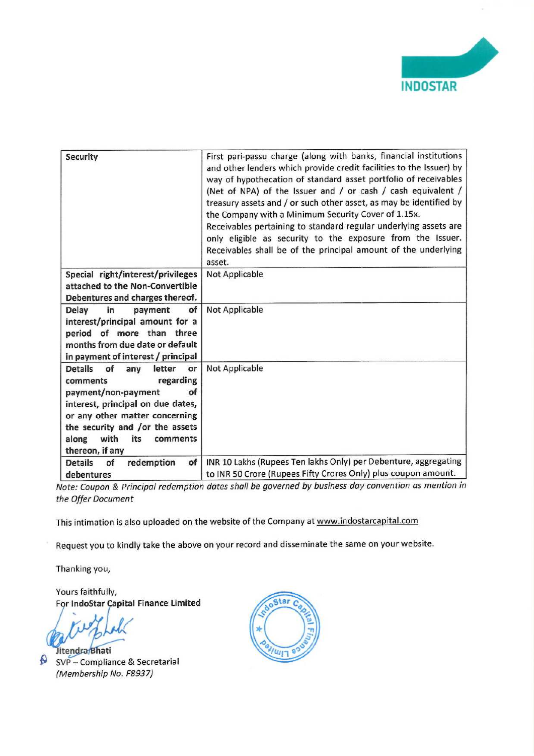| | |
|---|---|
| Security | First pari-passu charge (along with banks, financial institutions and other lenders which provide credit facilities to the Issuer) by way of hypothecation of standard asset portfolio of receivables (Net of NPA) of the Issuer and / or cash / cash equivalent / treasury assets and / or such other asset, as may be identified by the Company with a Minimum Security Cover of 1.15x. Receivables pertaining to standard regular underlying assets are only eligible as security to the exposure from the Issuer. Receivables shall be of the principal amount of the underlying asset. |
| Special right/interest/privileges attached to the Non-Convertible Debentures and charges thereof. | Not Applicable |
| Delay in payment of interest/principal amount for a period of more than three months from due date or default in payment of interest / principal | Not Applicable |
| Details of any letter or comments regarding payment/non-payment of interest, principal on due dates, or any other matter concerning the security and /or the assets along with its comments thereon, if any | Not Applicable |
| Details of redemption of debentures | INR 10 Lakhs (Rupees Ten lakhs Only) per Debenture, aggregating to INR 50 Crore (Rupees Fifty Crores Only) plus coupon amount. |

*Note: Coupon & Principal redemption dates shall be governed by business day convention as mention in the Offer Document*

This intimation is also uploaded on the website of the Company at www.indostarcapital.com

Request you to kindly take the above on your record and disseminate the same on your website.

Thanking you,

Yours faithfully,
For IndoStar Capital Finance Limited

Jitendra Bhati
SVP – Compliance & Secretarial
*(Membership No. F8937)*